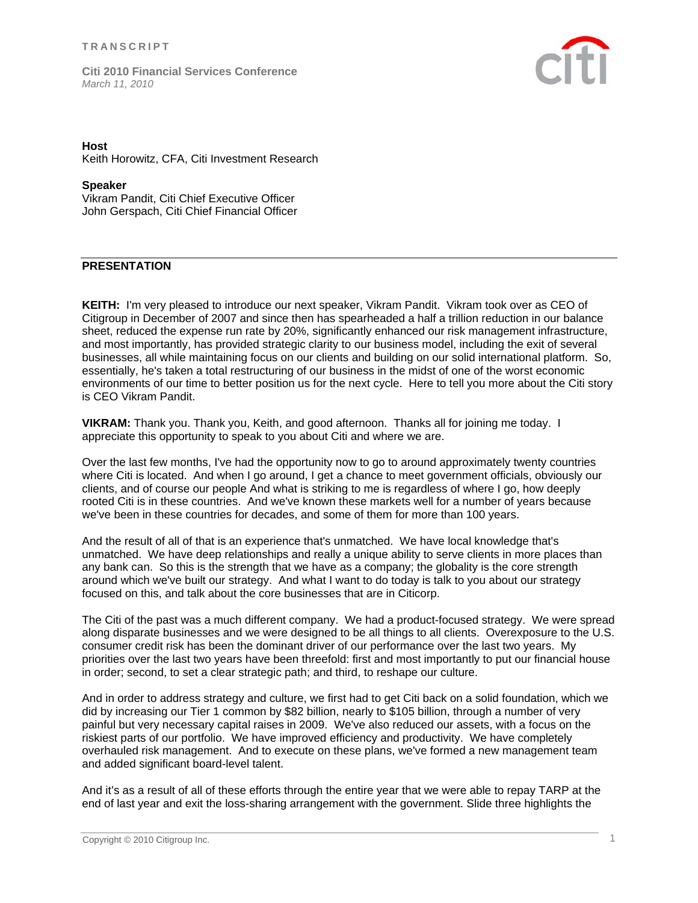**TRANSCRIPT**

**Citi 2010 Financial Services Conference**
*March 11, 2010*

**Host**
Keith Horowitz, CFA, Citi Investment Research

**Speaker**
Vikram Pandit, Citi Chief Executive Officer
John Gerspach, Citi Chief Financial Officer

## PRESENTATION

**KEITH:** I'm very pleased to introduce our next speaker, Vikram Pandit. Vikram took over as CEO of Citigroup in December of 2007 and since then has spearheaded a half a trillion reduction in our balance sheet, reduced the expense run rate by 20%, significantly enhanced our risk management infrastructure, and most importantly, has provided strategic clarity to our business model, including the exit of several businesses, all while maintaining focus on our clients and building on our solid international platform. So, essentially, he's taken a total restructuring of our business in the midst of one of the worst economic environments of our time to better position us for the next cycle. Here to tell you more about the Citi story is CEO Vikram Pandit.

**VIKRAM:** Thank you. Thank you, Keith, and good afternoon. Thanks all for joining me today. I appreciate this opportunity to speak to you about Citi and where we are.

Over the last few months, I've had the opportunity now to go to around approximately twenty countries where Citi is located. And when I go around, I get a chance to meet government officials, obviously our clients, and of course our people And what is striking to me is regardless of where I go, how deeply rooted Citi is in these countries. And we've known these markets well for a number of years because we've been in these countries for decades, and some of them for more than 100 years.

And the result of all of that is an experience that's unmatched. We have local knowledge that's unmatched. We have deep relationships and really a unique ability to serve clients in more places than any bank can. So this is the strength that we have as a company; the globality is the core strength around which we've built our strategy. And what I want to do today is talk to you about our strategy focused on this, and talk about the core businesses that are in Citicorp.

The Citi of the past was a much different company. We had a product-focused strategy. We were spread along disparate businesses and we were designed to be all things to all clients. Overexposure to the U.S. consumer credit risk has been the dominant driver of our performance over the last two years. My priorities over the last two years have been threefold: first and most importantly to put our financial house in order; second, to set a clear strategic path; and third, to reshape our culture.

And in order to address strategy and culture, we first had to get Citi back on a solid foundation, which we did by increasing our Tier 1 common by $82 billion, nearly to $105 billion, through a number of very painful but very necessary capital raises in 2009. We've also reduced our assets, with a focus on the riskiest parts of our portfolio. We have improved efficiency and productivity. We have completely overhauled risk management. And to execute on these plans, we've formed a new management team and added significant board-level talent.

And it's as a result of all of these efforts through the entire year that we were able to repay TARP at the end of last year and exit the loss-sharing arrangement with the government. Slide three highlights the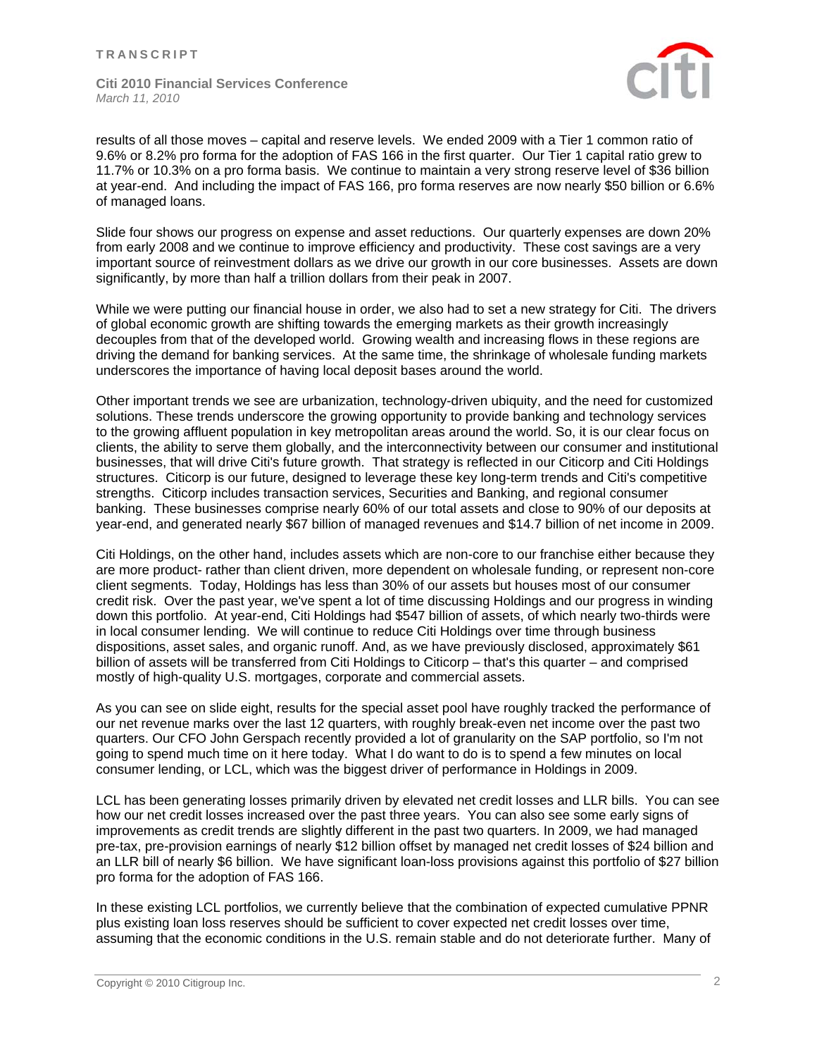results of all those moves – capital and reserve levels. We ended 2009 with a Tier 1 common ratio of 9.6% or 8.2% pro forma for the adoption of FAS 166 in the first quarter. Our Tier 1 capital ratio grew to 11.7% or 10.3% on a pro forma basis. We continue to maintain a very strong reserve level of $36 billion at year-end. And including the impact of FAS 166, pro forma reserves are now nearly $50 billion or 6.6% of managed loans.

Slide four shows our progress on expense and asset reductions. Our quarterly expenses are down 20% from early 2008 and we continue to improve efficiency and productivity. These cost savings are a very important source of reinvestment dollars as we drive our growth in our core businesses. Assets are down significantly, by more than half a trillion dollars from their peak in 2007.

While we were putting our financial house in order, we also had to set a new strategy for Citi. The drivers of global economic growth are shifting towards the emerging markets as their growth increasingly decouples from that of the developed world. Growing wealth and increasing flows in these regions are driving the demand for banking services. At the same time, the shrinkage of wholesale funding markets underscores the importance of having local deposit bases around the world.

Other important trends we see are urbanization, technology-driven ubiquity, and the need for customized solutions. These trends underscore the growing opportunity to provide banking and technology services to the growing affluent population in key metropolitan areas around the world. So, it is our clear focus on clients, the ability to serve them globally, and the interconnectivity between our consumer and institutional businesses, that will drive Citi's future growth. That strategy is reflected in our Citicorp and Citi Holdings structures. Citicorp is our future, designed to leverage these key long-term trends and Citi's competitive strengths. Citicorp includes transaction services, Securities and Banking, and regional consumer banking. These businesses comprise nearly 60% of our total assets and close to 90% of our deposits at year-end, and generated nearly $67 billion of managed revenues and $14.7 billion of net income in 2009.

Citi Holdings, on the other hand, includes assets which are non-core to our franchise either because they are more product- rather than client driven, more dependent on wholesale funding, or represent non-core client segments. Today, Holdings has less than 30% of our assets but houses most of our consumer credit risk. Over the past year, we've spent a lot of time discussing Holdings and our progress in winding down this portfolio. At year-end, Citi Holdings had $547 billion of assets, of which nearly two-thirds were in local consumer lending. We will continue to reduce Citi Holdings over time through business dispositions, asset sales, and organic runoff. And, as we have previously disclosed, approximately $61 billion of assets will be transferred from Citi Holdings to Citicorp – that's this quarter – and comprised mostly of high-quality U.S. mortgages, corporate and commercial assets.

As you can see on slide eight, results for the special asset pool have roughly tracked the performance of our net revenue marks over the last 12 quarters, with roughly break-even net income over the past two quarters. Our CFO John Gerspach recently provided a lot of granularity on the SAP portfolio, so I'm not going to spend much time on it here today. What I do want to do is to spend a few minutes on local consumer lending, or LCL, which was the biggest driver of performance in Holdings in 2009.

LCL has been generating losses primarily driven by elevated net credit losses and LLR bills. You can see how our net credit losses increased over the past three years. You can also see some early signs of improvements as credit trends are slightly different in the past two quarters. In 2009, we had managed pre-tax, pre-provision earnings of nearly $12 billion offset by managed net credit losses of $24 billion and an LLR bill of nearly $6 billion. We have significant loan-loss provisions against this portfolio of $27 billion pro forma for the adoption of FAS 166.

In these existing LCL portfolios, we currently believe that the combination of expected cumulative PPNR plus existing loan loss reserves should be sufficient to cover expected net credit losses over time, assuming that the economic conditions in the U.S. remain stable and do not deteriorate further. Many of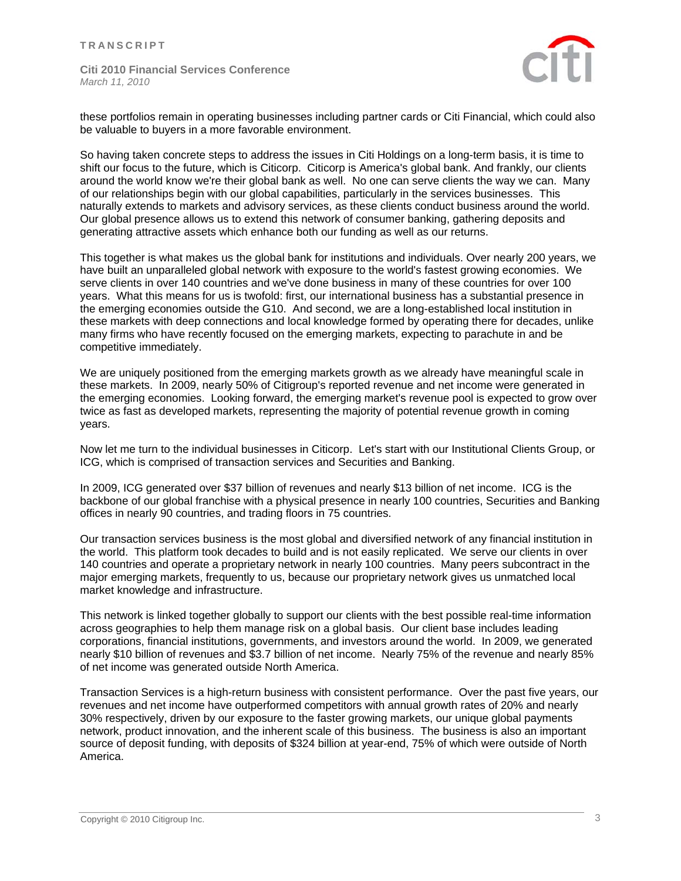these portfolios remain in operating businesses including partner cards or Citi Financial, which could also be valuable to buyers in a more favorable environment.

So having taken concrete steps to address the issues in Citi Holdings on a long-term basis, it is time to shift our focus to the future, which is Citicorp. Citicorp is America's global bank. And frankly, our clients around the world know we're their global bank as well. No one can serve clients the way we can. Many of our relationships begin with our global capabilities, particularly in the services businesses. This naturally extends to markets and advisory services, as these clients conduct business around the world. Our global presence allows us to extend this network of consumer banking, gathering deposits and generating attractive assets which enhance both our funding as well as our returns.

This together is what makes us the global bank for institutions and individuals. Over nearly 200 years, we have built an unparalleled global network with exposure to the world's fastest growing economies. We serve clients in over 140 countries and we've done business in many of these countries for over 100 years. What this means for us is twofold: first, our international business has a substantial presence in the emerging economies outside the G10. And second, we are a long-established local institution in these markets with deep connections and local knowledge formed by operating there for decades, unlike many firms who have recently focused on the emerging markets, expecting to parachute in and be competitive immediately.

We are uniquely positioned from the emerging markets growth as we already have meaningful scale in these markets. In 2009, nearly 50% of Citigroup's reported revenue and net income were generated in the emerging economies. Looking forward, the emerging market's revenue pool is expected to grow over twice as fast as developed markets, representing the majority of potential revenue growth in coming years.

Now let me turn to the individual businesses in Citicorp. Let's start with our Institutional Clients Group, or ICG, which is comprised of transaction services and Securities and Banking.

In 2009, ICG generated over $37 billion of revenues and nearly $13 billion of net income. ICG is the backbone of our global franchise with a physical presence in nearly 100 countries, Securities and Banking offices in nearly 90 countries, and trading floors in 75 countries.

Our transaction services business is the most global and diversified network of any financial institution in the world. This platform took decades to build and is not easily replicated. We serve our clients in over 140 countries and operate a proprietary network in nearly 100 countries. Many peers subcontract in the major emerging markets, frequently to us, because our proprietary network gives us unmatched local market knowledge and infrastructure.

This network is linked together globally to support our clients with the best possible real-time information across geographies to help them manage risk on a global basis. Our client base includes leading corporations, financial institutions, governments, and investors around the world. In 2009, we generated nearly $10 billion of revenues and $3.7 billion of net income. Nearly 75% of the revenue and nearly 85% of net income was generated outside North America.

Transaction Services is a high-return business with consistent performance. Over the past five years, our revenues and net income have outperformed competitors with annual growth rates of 20% and nearly 30% respectively, driven by our exposure to the faster growing markets, our unique global payments network, product innovation, and the inherent scale of this business. The business is also an important source of deposit funding, with deposits of $324 billion at year-end, 75% of which were outside of North America.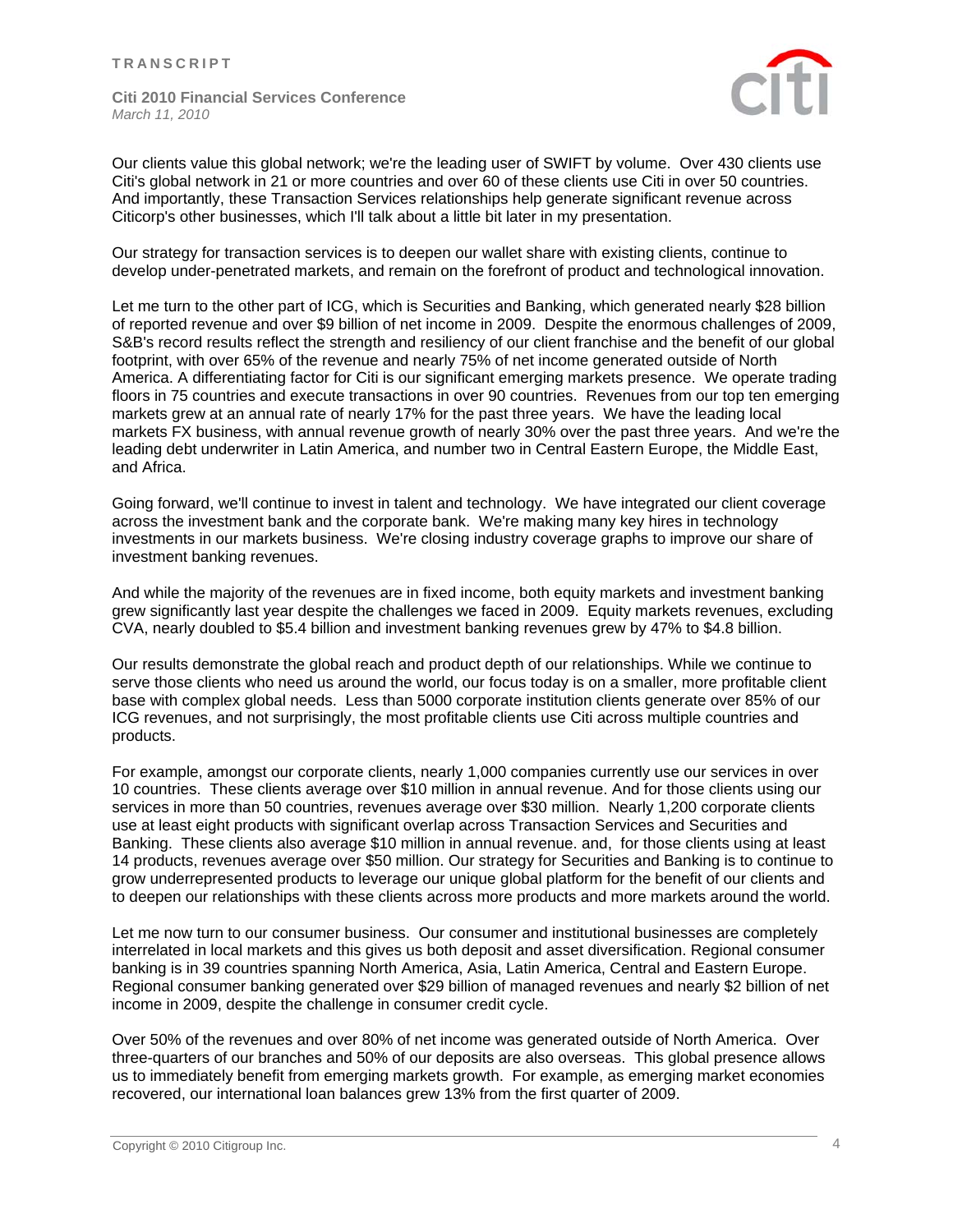Our clients value this global network; we're the leading user of SWIFT by volume. Over 430 clients use Citi's global network in 21 or more countries and over 60 of these clients use Citi in over 50 countries. And importantly, these Transaction Services relationships help generate significant revenue across Citicorp's other businesses, which I'll talk about a little bit later in my presentation.

Our strategy for transaction services is to deepen our wallet share with existing clients, continue to develop under-penetrated markets, and remain on the forefront of product and technological innovation.

Let me turn to the other part of ICG, which is Securities and Banking, which generated nearly $28 billion of reported revenue and over $9 billion of net income in 2009. Despite the enormous challenges of 2009, S&B's record results reflect the strength and resiliency of our client franchise and the benefit of our global footprint, with over 65% of the revenue and nearly 75% of net income generated outside of North America. A differentiating factor for Citi is our significant emerging markets presence. We operate trading floors in 75 countries and execute transactions in over 90 countries. Revenues from our top ten emerging markets grew at an annual rate of nearly 17% for the past three years. We have the leading local markets FX business, with annual revenue growth of nearly 30% over the past three years. And we're the leading debt underwriter in Latin America, and number two in Central Eastern Europe, the Middle East, and Africa.

Going forward, we'll continue to invest in talent and technology. We have integrated our client coverage across the investment bank and the corporate bank. We're making many key hires in technology investments in our markets business. We're closing industry coverage graphs to improve our share of investment banking revenues.

And while the majority of the revenues are in fixed income, both equity markets and investment banking grew significantly last year despite the challenges we faced in 2009. Equity markets revenues, excluding CVA, nearly doubled to $5.4 billion and investment banking revenues grew by 47% to $4.8 billion.

Our results demonstrate the global reach and product depth of our relationships. While we continue to serve those clients who need us around the world, our focus today is on a smaller, more profitable client base with complex global needs. Less than 5000 corporate institution clients generate over 85% of our ICG revenues, and not surprisingly, the most profitable clients use Citi across multiple countries and products.

For example, amongst our corporate clients, nearly 1,000 companies currently use our services in over 10 countries. These clients average over $10 million in annual revenue. And for those clients using our services in more than 50 countries, revenues average over $30 million. Nearly 1,200 corporate clients use at least eight products with significant overlap across Transaction Services and Securities and Banking. These clients also average $10 million in annual revenue. and, for those clients using at least 14 products, revenues average over $50 million. Our strategy for Securities and Banking is to continue to grow underrepresented products to leverage our unique global platform for the benefit of our clients and to deepen our relationships with these clients across more products and more markets around the world.

Let me now turn to our consumer business. Our consumer and institutional businesses are completely interrelated in local markets and this gives us both deposit and asset diversification. Regional consumer banking is in 39 countries spanning North America, Asia, Latin America, Central and Eastern Europe. Regional consumer banking generated over $29 billion of managed revenues and nearly $2 billion of net income in 2009, despite the challenge in consumer credit cycle.

Over 50% of the revenues and over 80% of net income was generated outside of North America. Over three-quarters of our branches and 50% of our deposits are also overseas. This global presence allows us to immediately benefit from emerging markets growth. For example, as emerging market economies recovered, our international loan balances grew 13% from the first quarter of 2009.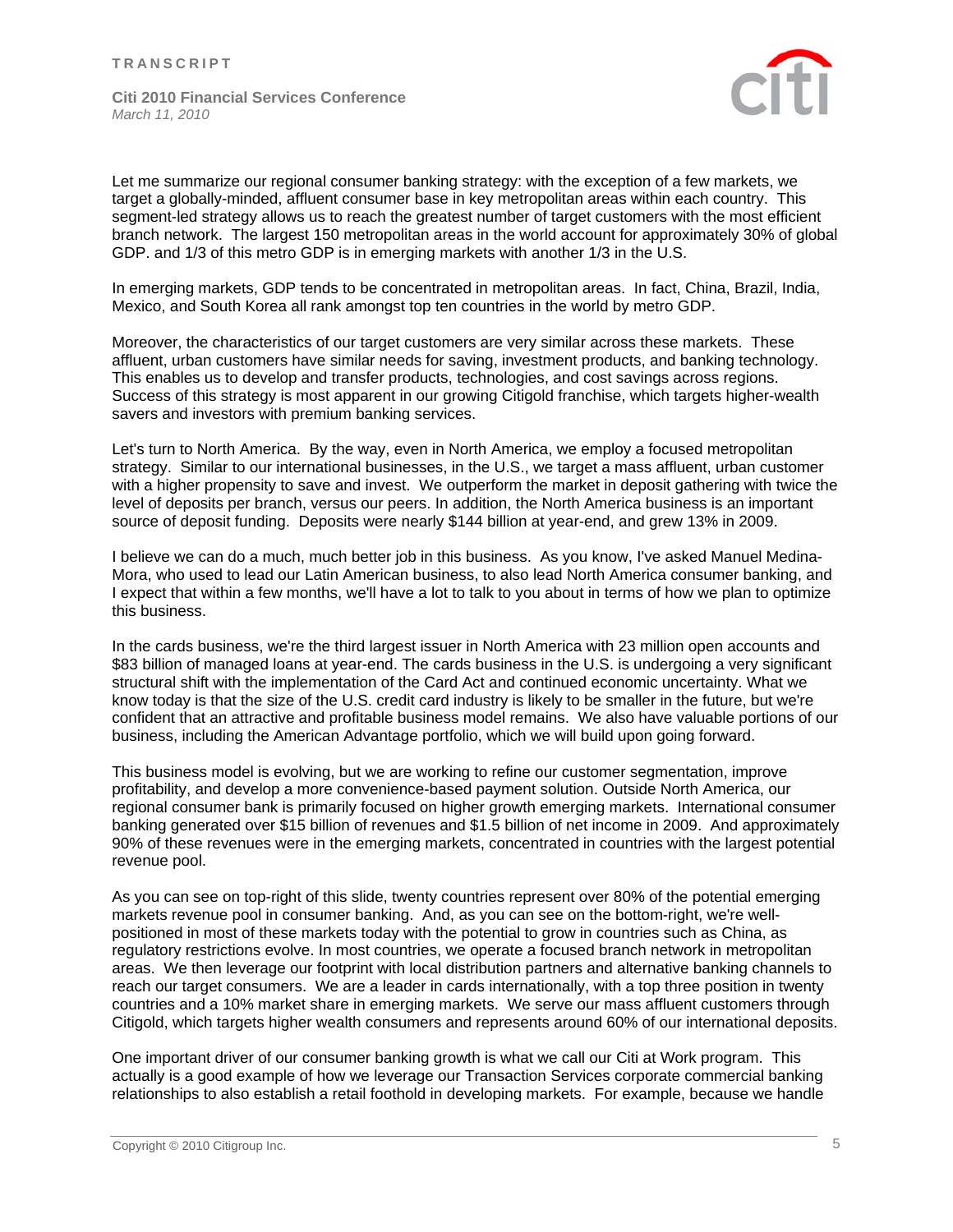Let me summarize our regional consumer banking strategy: with the exception of a few markets, we target a globally-minded, affluent consumer base in key metropolitan areas within each country. This segment-led strategy allows us to reach the greatest number of target customers with the most efficient branch network. The largest 150 metropolitan areas in the world account for approximately 30% of global GDP. and 1/3 of this metro GDP is in emerging markets with another 1/3 in the U.S.

In emerging markets, GDP tends to be concentrated in metropolitan areas. In fact, China, Brazil, India, Mexico, and South Korea all rank amongst top ten countries in the world by metro GDP.

Moreover, the characteristics of our target customers are very similar across these markets. These affluent, urban customers have similar needs for saving, investment products, and banking technology. This enables us to develop and transfer products, technologies, and cost savings across regions. Success of this strategy is most apparent in our growing Citigold franchise, which targets higher-wealth savers and investors with premium banking services.

Let's turn to North America. By the way, even in North America, we employ a focused metropolitan strategy. Similar to our international businesses, in the U.S., we target a mass affluent, urban customer with a higher propensity to save and invest. We outperform the market in deposit gathering with twice the level of deposits per branch, versus our peers. In addition, the North America business is an important source of deposit funding. Deposits were nearly $144 billion at year-end, and grew 13% in 2009.

I believe we can do a much, much better job in this business. As you know, I've asked Manuel Medina-Mora, who used to lead our Latin American business, to also lead North America consumer banking, and I expect that within a few months, we'll have a lot to talk to you about in terms of how we plan to optimize this business.

In the cards business, we're the third largest issuer in North America with 23 million open accounts and $83 billion of managed loans at year-end. The cards business in the U.S. is undergoing a very significant structural shift with the implementation of the Card Act and continued economic uncertainty. What we know today is that the size of the U.S. credit card industry is likely to be smaller in the future, but we're confident that an attractive and profitable business model remains. We also have valuable portions of our business, including the American Advantage portfolio, which we will build upon going forward.

This business model is evolving, but we are working to refine our customer segmentation, improve profitability, and develop a more convenience-based payment solution. Outside North America, our regional consumer bank is primarily focused on higher growth emerging markets. International consumer banking generated over $15 billion of revenues and $1.5 billion of net income in 2009. And approximately 90% of these revenues were in the emerging markets, concentrated in countries with the largest potential revenue pool.

As you can see on top-right of this slide, twenty countries represent over 80% of the potential emerging markets revenue pool in consumer banking. And, as you can see on the bottom-right, we're well-positioned in most of these markets today with the potential to grow in countries such as China, as regulatory restrictions evolve. In most countries, we operate a focused branch network in metropolitan areas. We then leverage our footprint with local distribution partners and alternative banking channels to reach our target consumers. We are a leader in cards internationally, with a top three position in twenty countries and a 10% market share in emerging markets. We serve our mass affluent customers through Citigold, which targets higher wealth consumers and represents around 60% of our international deposits.

One important driver of our consumer banking growth is what we call our Citi at Work program. This actually is a good example of how we leverage our Transaction Services corporate commercial banking relationships to also establish a retail foothold in developing markets. For example, because we handle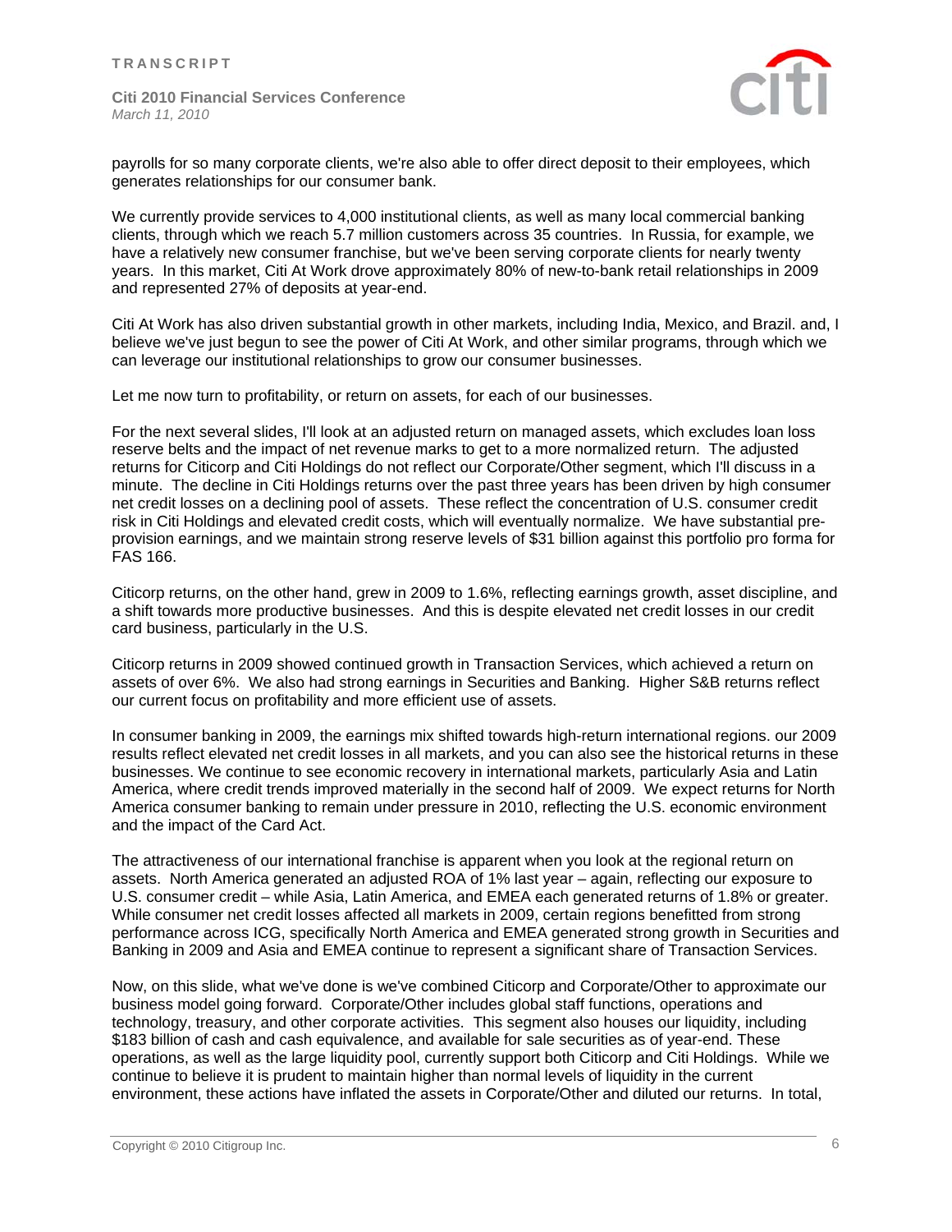payrolls for so many corporate clients, we're also able to offer direct deposit to their employees, which generates relationships for our consumer bank.

We currently provide services to 4,000 institutional clients, as well as many local commercial banking clients, through which we reach 5.7 million customers across 35 countries. In Russia, for example, we have a relatively new consumer franchise, but we've been serving corporate clients for nearly twenty years. In this market, Citi At Work drove approximately 80% of new-to-bank retail relationships in 2009 and represented 27% of deposits at year-end.

Citi At Work has also driven substantial growth in other markets, including India, Mexico, and Brazil. and, I believe we've just begun to see the power of Citi At Work, and other similar programs, through which we can leverage our institutional relationships to grow our consumer businesses.

Let me now turn to profitability, or return on assets, for each of our businesses.

For the next several slides, I'll look at an adjusted return on managed assets, which excludes loan loss reserve belts and the impact of net revenue marks to get to a more normalized return. The adjusted returns for Citicorp and Citi Holdings do not reflect our Corporate/Other segment, which I'll discuss in a minute. The decline in Citi Holdings returns over the past three years has been driven by high consumer net credit losses on a declining pool of assets. These reflect the concentration of U.S. consumer credit risk in Citi Holdings and elevated credit costs, which will eventually normalize. We have substantial pre-provision earnings, and we maintain strong reserve levels of $31 billion against this portfolio pro forma for FAS 166.

Citicorp returns, on the other hand, grew in 2009 to 1.6%, reflecting earnings growth, asset discipline, and a shift towards more productive businesses. And this is despite elevated net credit losses in our credit card business, particularly in the U.S.

Citicorp returns in 2009 showed continued growth in Transaction Services, which achieved a return on assets of over 6%. We also had strong earnings in Securities and Banking. Higher S&B returns reflect our current focus on profitability and more efficient use of assets.

In consumer banking in 2009, the earnings mix shifted towards high-return international regions. our 2009 results reflect elevated net credit losses in all markets, and you can also see the historical returns in these businesses. We continue to see economic recovery in international markets, particularly Asia and Latin America, where credit trends improved materially in the second half of 2009. We expect returns for North America consumer banking to remain under pressure in 2010, reflecting the U.S. economic environment and the impact of the Card Act.

The attractiveness of our international franchise is apparent when you look at the regional return on assets. North America generated an adjusted ROA of 1% last year – again, reflecting our exposure to U.S. consumer credit – while Asia, Latin America, and EMEA each generated returns of 1.8% or greater. While consumer net credit losses affected all markets in 2009, certain regions benefitted from strong performance across ICG, specifically North America and EMEA generated strong growth in Securities and Banking in 2009 and Asia and EMEA continue to represent a significant share of Transaction Services.

Now, on this slide, what we've done is we've combined Citicorp and Corporate/Other to approximate our business model going forward. Corporate/Other includes global staff functions, operations and technology, treasury, and other corporate activities. This segment also houses our liquidity, including $183 billion of cash and cash equivalence, and available for sale securities as of year-end. These operations, as well as the large liquidity pool, currently support both Citicorp and Citi Holdings. While we continue to believe it is prudent to maintain higher than normal levels of liquidity in the current environment, these actions have inflated the assets in Corporate/Other and diluted our returns. In total,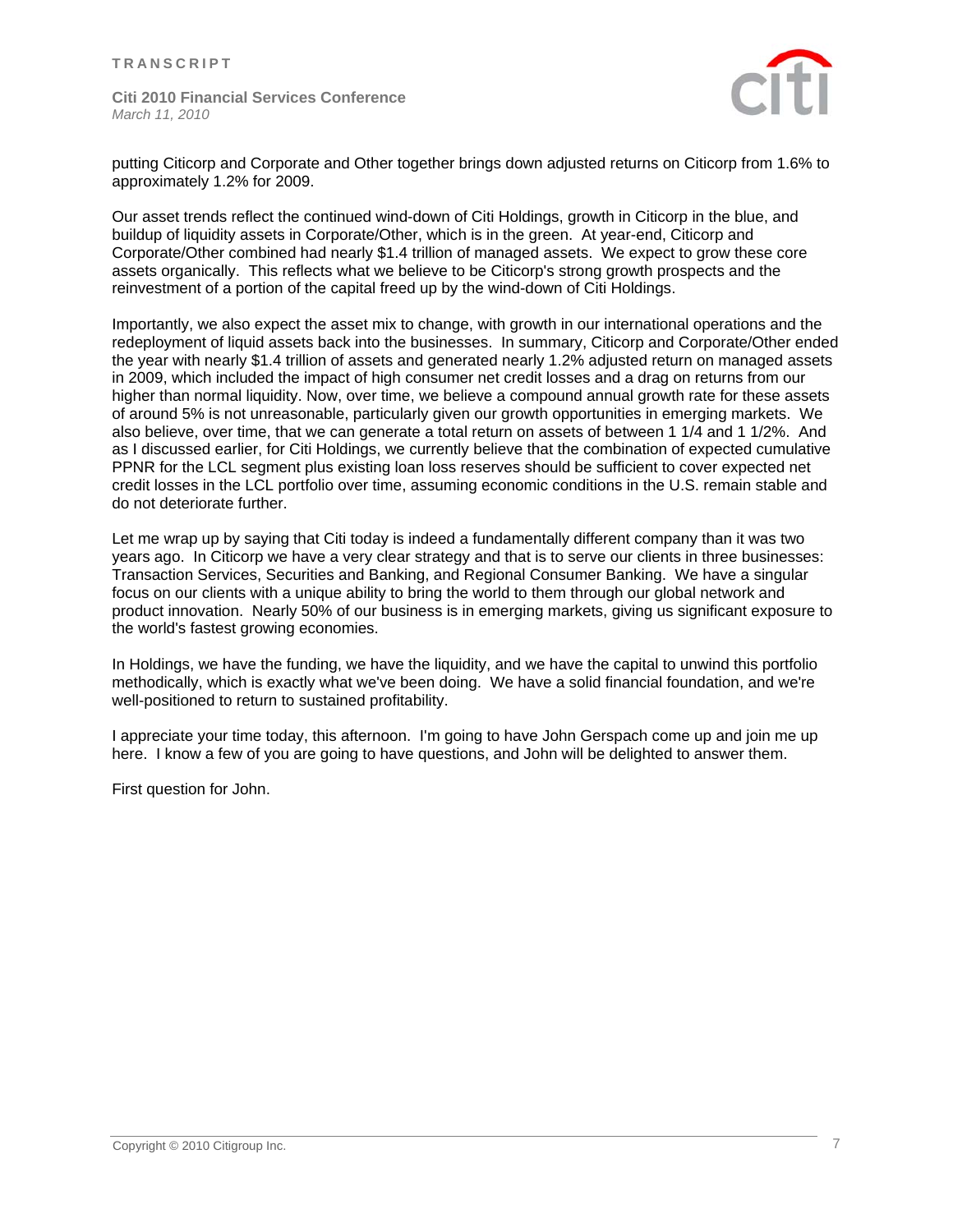putting Citicorp and Corporate and Other together brings down adjusted returns on Citicorp from 1.6% to approximately 1.2% for 2009.

Our asset trends reflect the continued wind-down of Citi Holdings, growth in Citicorp in the blue, and buildup of liquidity assets in Corporate/Other, which is in the green. At year-end, Citicorp and Corporate/Other combined had nearly $1.4 trillion of managed assets. We expect to grow these core assets organically. This reflects what we believe to be Citicorp's strong growth prospects and the reinvestment of a portion of the capital freed up by the wind-down of Citi Holdings.

Importantly, we also expect the asset mix to change, with growth in our international operations and the redeployment of liquid assets back into the businesses. In summary, Citicorp and Corporate/Other ended the year with nearly $1.4 trillion of assets and generated nearly 1.2% adjusted return on managed assets in 2009, which included the impact of high consumer net credit losses and a drag on returns from our higher than normal liquidity. Now, over time, we believe a compound annual growth rate for these assets of around 5% is not unreasonable, particularly given our growth opportunities in emerging markets. We also believe, over time, that we can generate a total return on assets of between 1 1/4 and 1 1/2%. And as I discussed earlier, for Citi Holdings, we currently believe that the combination of expected cumulative PPNR for the LCL segment plus existing loan loss reserves should be sufficient to cover expected net credit losses in the LCL portfolio over time, assuming economic conditions in the U.S. remain stable and do not deteriorate further.

Let me wrap up by saying that Citi today is indeed a fundamentally different company than it was two years ago. In Citicorp we have a very clear strategy and that is to serve our clients in three businesses: Transaction Services, Securities and Banking, and Regional Consumer Banking. We have a singular focus on our clients with a unique ability to bring the world to them through our global network and product innovation. Nearly 50% of our business is in emerging markets, giving us significant exposure to the world's fastest growing economies.

In Holdings, we have the funding, we have the liquidity, and we have the capital to unwind this portfolio methodically, which is exactly what we've been doing. We have a solid financial foundation, and we're well-positioned to return to sustained profitability.

I appreciate your time today, this afternoon. I'm going to have John Gerspach come up and join me up here. I know a few of you are going to have questions, and John will be delighted to answer them.

First question for John.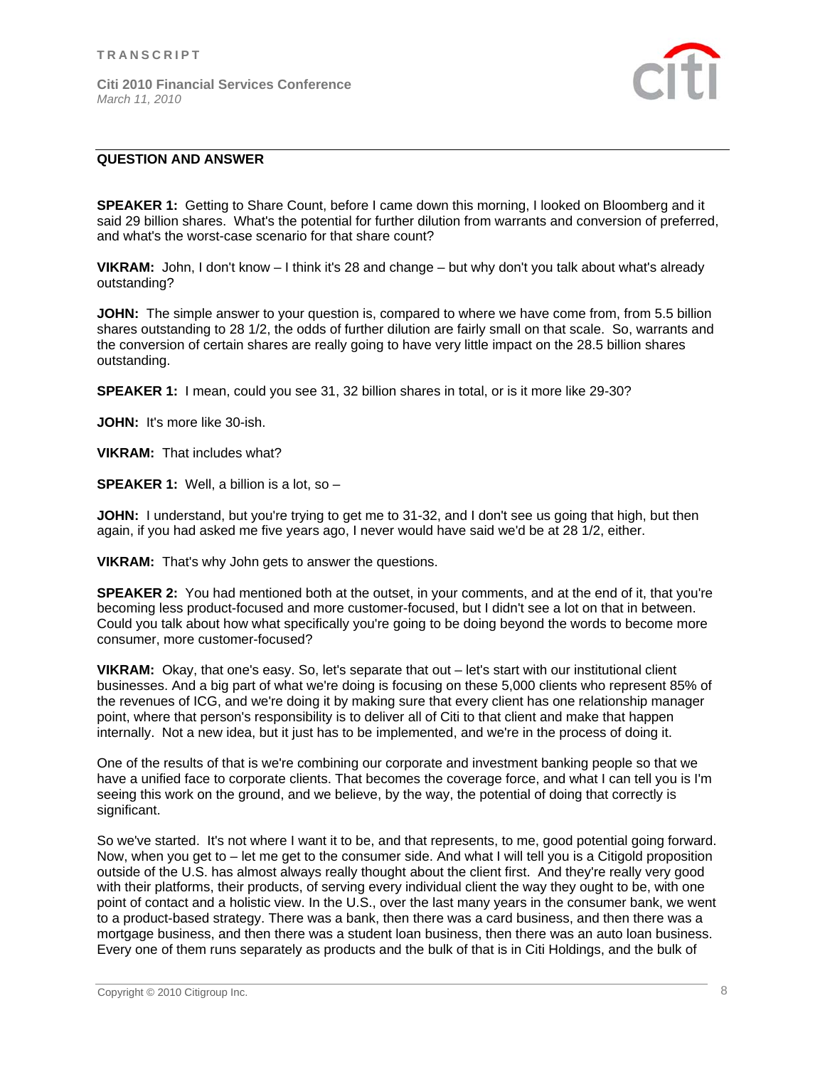## QUESTION AND ANSWER

**SPEAKER 1:** Getting to Share Count, before I came down this morning, I looked on Bloomberg and it said 29 billion shares. What's the potential for further dilution from warrants and conversion of preferred, and what's the worst-case scenario for that share count?

**VIKRAM:** John, I don't know – I think it's 28 and change – but why don't you talk about what's already outstanding?

**JOHN:** The simple answer to your question is, compared to where we have come from, from 5.5 billion shares outstanding to 28 1/2, the odds of further dilution are fairly small on that scale. So, warrants and the conversion of certain shares are really going to have very little impact on the 28.5 billion shares outstanding.

**SPEAKER 1:** I mean, could you see 31, 32 billion shares in total, or is it more like 29-30?

**JOHN:** It's more like 30-ish.

**VIKRAM:** That includes what?

**SPEAKER 1:** Well, a billion is a lot, so –

**JOHN:** I understand, but you're trying to get me to 31-32, and I don't see us going that high, but then again, if you had asked me five years ago, I never would have said we'd be at 28 1/2, either.

**VIKRAM:** That's why John gets to answer the questions.

**SPEAKER 2:** You had mentioned both at the outset, in your comments, and at the end of it, that you're becoming less product-focused and more customer-focused, but I didn't see a lot on that in between. Could you talk about how what specifically you're going to be doing beyond the words to become more consumer, more customer-focused?

**VIKRAM:** Okay, that one's easy. So, let's separate that out – let's start with our institutional client businesses. And a big part of what we're doing is focusing on these 5,000 clients who represent 85% of the revenues of ICG, and we're doing it by making sure that every client has one relationship manager point, where that person's responsibility is to deliver all of Citi to that client and make that happen internally. Not a new idea, but it just has to be implemented, and we're in the process of doing it.

One of the results of that is we're combining our corporate and investment banking people so that we have a unified face to corporate clients. That becomes the coverage force, and what I can tell you is I'm seeing this work on the ground, and we believe, by the way, the potential of doing that correctly is significant.

So we've started. It's not where I want it to be, and that represents, to me, good potential going forward. Now, when you get to – let me get to the consumer side. And what I will tell you is a Citigold proposition outside of the U.S. has almost always really thought about the client first. And they're really very good with their platforms, their products, of serving every individual client the way they ought to be, with one point of contact and a holistic view. In the U.S., over the last many years in the consumer bank, we went to a product-based strategy. There was a bank, then there was a card business, and then there was a mortgage business, and then there was a student loan business, then there was an auto loan business. Every one of them runs separately as products and the bulk of that is in Citi Holdings, and the bulk of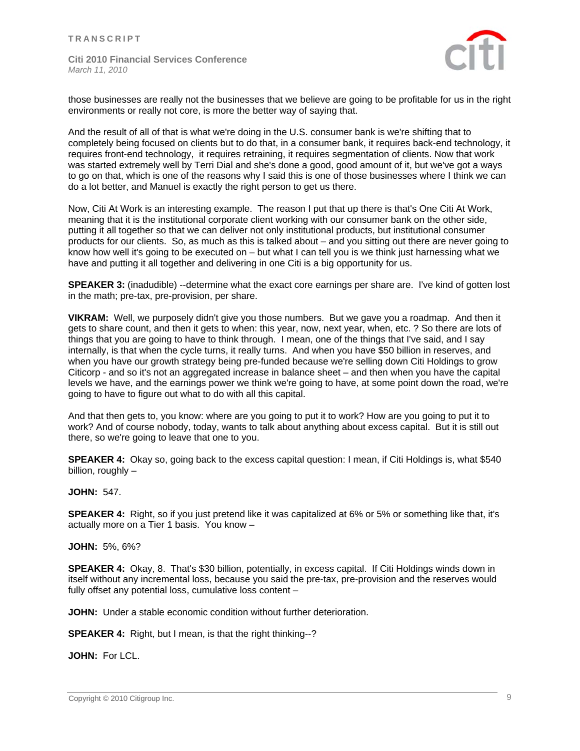those businesses are really not the businesses that we believe are going to be profitable for us in the right environments or really not core, is more the better way of saying that.

And the result of all of that is what we're doing in the U.S. consumer bank is we're shifting that to completely being focused on clients but to do that, in a consumer bank, it requires back-end technology, it requires front-end technology, it requires retraining, it requires segmentation of clients. Now that work was started extremely well by Terri Dial and she's done a good, good amount of it, but we've got a ways to go on that, which is one of the reasons why I said this is one of those businesses where I think we can do a lot better, and Manuel is exactly the right person to get us there.

Now, Citi At Work is an interesting example. The reason I put that up there is that's One Citi At Work, meaning that it is the institutional corporate client working with our consumer bank on the other side, putting it all together so that we can deliver not only institutional products, but institutional consumer products for our clients. So, as much as this is talked about – and you sitting out there are never going to know how well it's going to be executed on – but what I can tell you is we think just harnessing what we have and putting it all together and delivering in one Citi is a big opportunity for us.

**SPEAKER 3:** (inadudible) --determine what the exact core earnings per share are. I've kind of gotten lost in the math; pre-tax, pre-provision, per share.

**VIKRAM:** Well, we purposely didn't give you those numbers. But we gave you a roadmap. And then it gets to share count, and then it gets to when: this year, now, next year, when, etc. ? So there are lots of things that you are going to have to think through. I mean, one of the things that I've said, and I say internally, is that when the cycle turns, it really turns. And when you have $50 billion in reserves, and when you have our growth strategy being pre-funded because we're selling down Citi Holdings to grow Citicorp - and so it's not an aggregated increase in balance sheet – and then when you have the capital levels we have, and the earnings power we think we're going to have, at some point down the road, we're going to have to figure out what to do with all this capital.

And that then gets to, you know: where are you going to put it to work? How are you going to put it to work? And of course nobody, today, wants to talk about anything about excess capital. But it is still out there, so we're going to leave that one to you.

**SPEAKER 4:** Okay so, going back to the excess capital question: I mean, if Citi Holdings is, what $540 billion, roughly –

**JOHN:** 547.

**SPEAKER 4:** Right, so if you just pretend like it was capitalized at 6% or 5% or something like that, it's actually more on a Tier 1 basis. You know –

**JOHN:** 5%, 6%?

**SPEAKER 4:** Okay, 8. That's $30 billion, potentially, in excess capital. If Citi Holdings winds down in itself without any incremental loss, because you said the pre-tax, pre-provision and the reserves would fully offset any potential loss, cumulative loss content –

**JOHN:** Under a stable economic condition without further deterioration.

**SPEAKER 4:** Right, but I mean, is that the right thinking--?

**JOHN:** For LCL.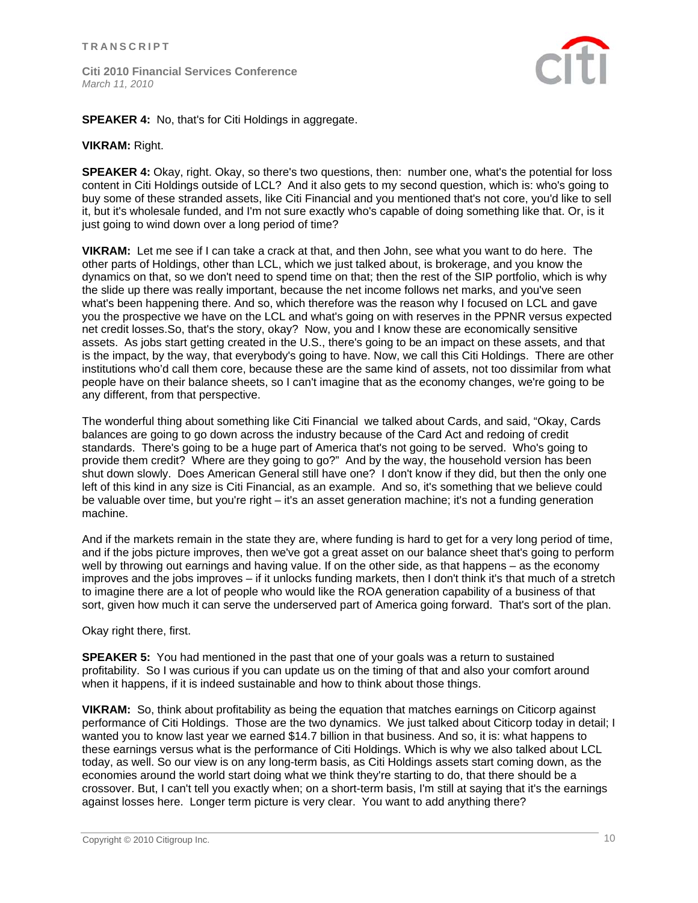**SPEAKER 4:** No, that's for Citi Holdings in aggregate.

**VIKRAM:** Right.

**SPEAKER 4:** Okay, right. Okay, so there's two questions, then: number one, what's the potential for loss content in Citi Holdings outside of LCL? And it also gets to my second question, which is: who's going to buy some of these stranded assets, like Citi Financial and you mentioned that's not core, you'd like to sell it, but it's wholesale funded, and I'm not sure exactly who's capable of doing something like that. Or, is it just going to wind down over a long period of time?

**VIKRAM:** Let me see if I can take a crack at that, and then John, see what you want to do here. The other parts of Holdings, other than LCL, which we just talked about, is brokerage, and you know the dynamics on that, so we don't need to spend time on that; then the rest of the SIP portfolio, which is why the slide up there was really important, because the net income follows net marks, and you've seen what's been happening there. And so, which therefore was the reason why I focused on LCL and gave you the prospective we have on the LCL and what's going on with reserves in the PPNR versus expected net credit losses.So, that's the story, okay? Now, you and I know these are economically sensitive assets. As jobs start getting created in the U.S., there's going to be an impact on these assets, and that is the impact, by the way, that everybody's going to have. Now, we call this Citi Holdings. There are other institutions who'd call them core, because these are the same kind of assets, not too dissimilar from what people have on their balance sheets, so I can't imagine that as the economy changes, we're going to be any different, from that perspective.

The wonderful thing about something like Citi Financial we talked about Cards, and said, "Okay, Cards balances are going to go down across the industry because of the Card Act and redoing of credit standards. There's going to be a huge part of America that's not going to be served. Who's going to provide them credit? Where are they going to go?" And by the way, the household version has been shut down slowly. Does American General still have one? I don't know if they did, but then the only one left of this kind in any size is Citi Financial, as an example. And so, it's something that we believe could be valuable over time, but you're right – it's an asset generation machine; it's not a funding generation machine.

And if the markets remain in the state they are, where funding is hard to get for a very long period of time, and if the jobs picture improves, then we've got a great asset on our balance sheet that's going to perform well by throwing out earnings and having value. If on the other side, as that happens – as the economy improves and the jobs improve – if it unlocks funding markets, then I don't think it's that much of a stretch to imagine there are a lot of people who would like the ROA generation capability of a business of that sort, given how much it can serve the underserved part of America going forward. That's sort of the plan.

Okay right there, first.

**SPEAKER 5:** You had mentioned in the past that one of your goals was a return to sustained profitability. So I was curious if you can update us on the timing of that and also your comfort around when it happens, if it is indeed sustainable and how to think about those things.

**VIKRAM:** So, think about profitability as being the equation that matches earnings on Citicorp against performance of Citi Holdings. Those are the two dynamics. We just talked about Citicorp today in detail; I wanted you to know last year we earned $14.7 billion in that business. And so, it is: what happens to these earnings versus what is the performance of Citi Holdings. Which is why we also talked about LCL today, as well. So our view is on any long-term basis, as Citi Holdings assets start coming down, as the economies around the world start doing what we think they're starting to do, that there should be a crossover. But, I can't tell you exactly when; on a short-term basis, I'm still at saying that it's the earnings against losses here. Longer term picture is very clear. You want to add anything there?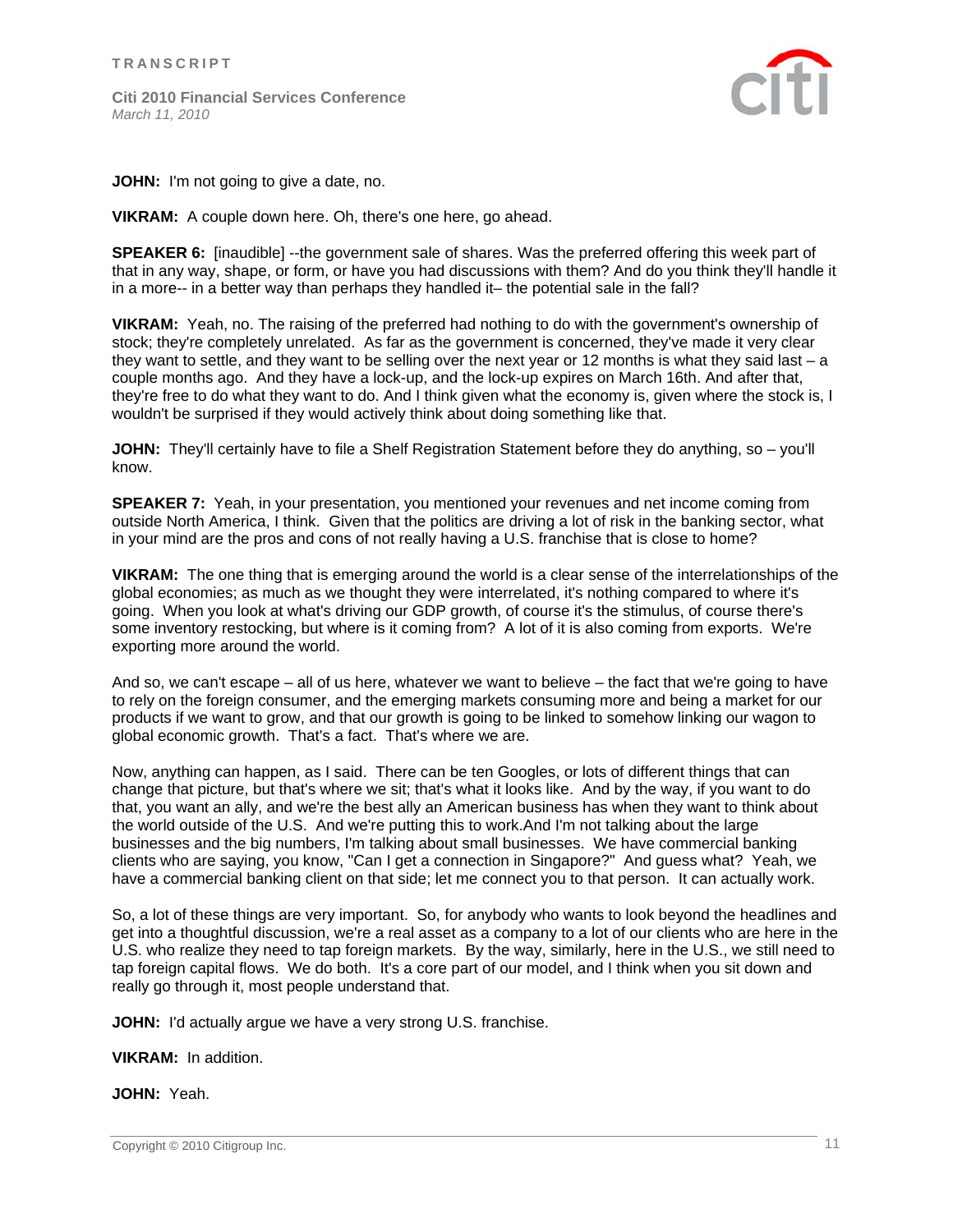**JOHN:** I'm not going to give a date, no.

**VIKRAM:** A couple down here. Oh, there's one here, go ahead.

**SPEAKER 6:** [inaudible] --the government sale of shares. Was the preferred offering this week part of that in any way, shape, or form, or have you had discussions with them? And do you think they'll handle it in a more-- in a better way than perhaps they handled it– the potential sale in the fall?

**VIKRAM:** Yeah, no. The raising of the preferred had nothing to do with the government's ownership of stock; they're completely unrelated. As far as the government is concerned, they've made it very clear they want to settle, and they want to be selling over the next year or 12 months is what they said last – a couple months ago. And they have a lock-up, and the lock-up expires on March 16th. And after that, they're free to do what they want to do. And I think given what the economy is, given where the stock is, I wouldn't be surprised if they would actively think about doing something like that.

**JOHN:** They'll certainly have to file a Shelf Registration Statement before they do anything, so – you'll know.

**SPEAKER 7:** Yeah, in your presentation, you mentioned your revenues and net income coming from outside North America, I think. Given that the politics are driving a lot of risk in the banking sector, what in your mind are the pros and cons of not really having a U.S. franchise that is close to home?

**VIKRAM:** The one thing that is emerging around the world is a clear sense of the interrelationships of the global economies; as much as we thought they were interrelated, it's nothing compared to where it's going. When you look at what's driving our GDP growth, of course it's the stimulus, of course there's some inventory restocking, but where is it coming from? A lot of it is also coming from exports. We're exporting more around the world.

And so, we can't escape – all of us here, whatever we want to believe – the fact that we're going to have to rely on the foreign consumer, and the emerging markets consuming more and being a market for our products if we want to grow, and that our growth is going to be linked to somehow linking our wagon to global economic growth. That's a fact. That's where we are.

Now, anything can happen, as I said. There can be ten Googles, or lots of different things that can change that picture, but that's where we sit; that's what it looks like. And by the way, if you want to do that, you want an ally, and we're the best ally an American business has when they want to think about the world outside of the U.S. And we're putting this to work.And I'm not talking about the large businesses and the big numbers, I'm talking about small businesses. We have commercial banking clients who are saying, you know, "Can I get a connection in Singapore?" And guess what? Yeah, we have a commercial banking client on that side; let me connect you to that person. It can actually work.

So, a lot of these things are very important. So, for anybody who wants to look beyond the headlines and get into a thoughtful discussion, we're a real asset as a company to a lot of our clients who are here in the U.S. who realize they need to tap foreign markets. By the way, similarly, here in the U.S., we still need to tap foreign capital flows. We do both. It's a core part of our model, and I think when you sit down and really go through it, most people understand that.

**JOHN:** I'd actually argue we have a very strong U.S. franchise.

**VIKRAM:** In addition.

**JOHN:** Yeah.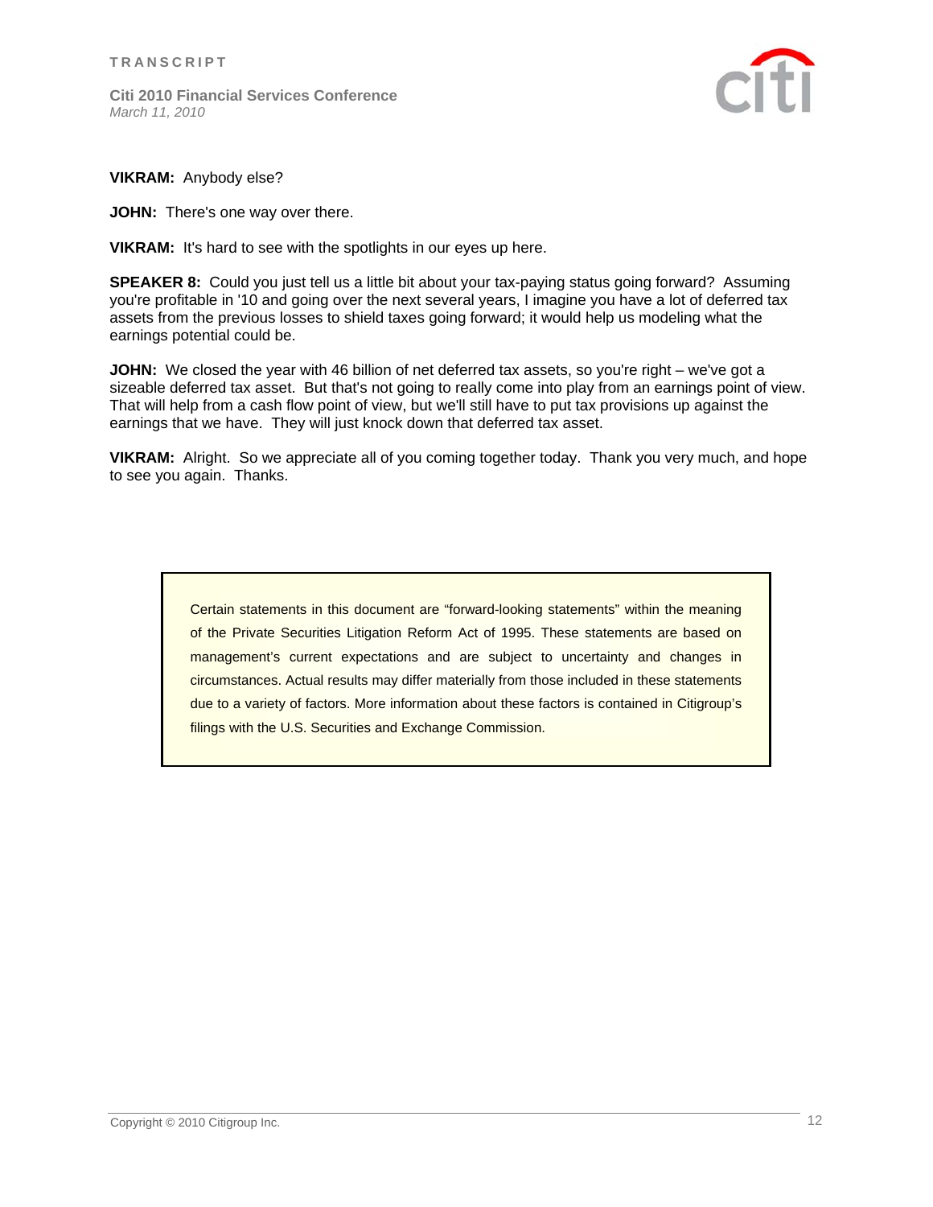**VIKRAM:** Anybody else?

**JOHN:** There's one way over there.

**VIKRAM:** It's hard to see with the spotlights in our eyes up here.

**SPEAKER 8:** Could you just tell us a little bit about your tax-paying status going forward? Assuming you're profitable in '10 and going over the next several years, I imagine you have a lot of deferred tax assets from the previous losses to shield taxes going forward; it would help us modeling what the earnings potential could be.

**JOHN:** We closed the year with 46 billion of net deferred tax assets, so you're right – we've got a sizeable deferred tax asset. But that's not going to really come into play from an earnings point of view. That will help from a cash flow point of view, but we'll still have to put tax provisions up against the earnings that we have. They will just knock down that deferred tax asset.

**VIKRAM:** Alright. So we appreciate all of you coming together today. Thank you very much, and hope to see you again. Thanks.

> Certain statements in this document are "forward-looking statements" within the meaning of the Private Securities Litigation Reform Act of 1995. These statements are based on management's current expectations and are subject to uncertainty and changes in circumstances. Actual results may differ materially from those included in these statements due to a variety of factors. More information about these factors is contained in Citigroup's filings with the U.S. Securities and Exchange Commission.